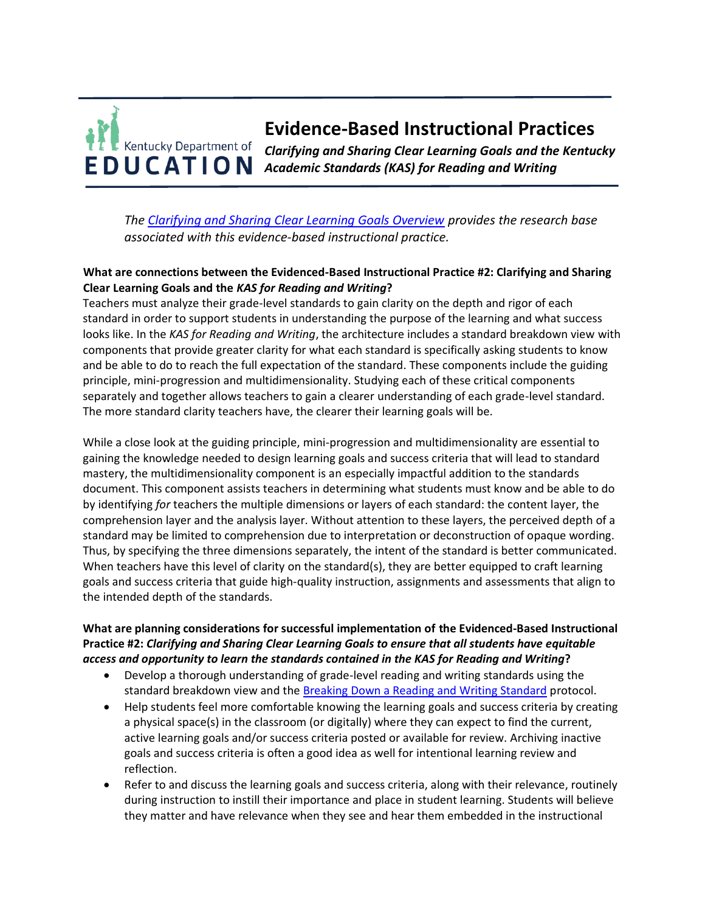# Evidence-Based Instructional Practices

## *Clarifying and Sharing Clear Learning Goals and the Kentucky Academic Standards (KAS) for Reading and Writing*

*The [Clarifying and Sharing Clear Learning Goals Overview](#) provides the research base associated with this evidence-based instructional practice.*

**What are connections between the Evidenced-Based Instructional Practice #2: Clarifying and Sharing Clear Learning Goals and the *KAS for Reading and Writing*?**

Teachers must analyze their grade-level standards to gain clarity on the depth and rigor of each standard in order to support students in understanding the purpose of the learning and what success looks like. In the *KAS for Reading and Writing*, the architecture includes a standard breakdown view with components that provide greater clarity for what each standard is specifically asking students to know and be able to do to reach the full expectation of the standard. These components include the guiding principle, mini-progression and multidimensionality. Studying each of these critical components separately and together allows teachers to gain a clearer understanding of each grade-level standard. The more standard clarity teachers have, the clearer their learning goals will be.

While a close look at the guiding principle, mini-progression and multidimensionality are essential to gaining the knowledge needed to design learning goals and success criteria that will lead to standard mastery, the multidimensionality component is an especially impactful addition to the standards document. This component assists teachers in determining what students must know and be able to do by identifying *for* teachers the multiple dimensions or layers of each standard: the content layer, the comprehension layer and the analysis layer. Without attention to these layers, the perceived depth of a standard may be limited to comprehension due to interpretation or deconstruction of opaque wording. Thus, by specifying the three dimensions separately, the intent of the standard is better communicated. When teachers have this level of clarity on the standard(s), they are better equipped to craft learning goals and success criteria that guide high-quality instruction, assignments and assessments that align to the intended depth of the standards.

**What are planning considerations for successful implementation of the Evidenced-Based Instructional Practice #2: *Clarifying and Sharing Clear Learning Goals to ensure that all students have equitable access and opportunity to learn the standards contained in the KAS for Reading and Writing*?**

- Develop a thorough understanding of grade-level reading and writing standards using the standard breakdown view and the [Breaking Down a Reading and Writing Standard](#) protocol.
- Help students feel more comfortable knowing the learning goals and success criteria by creating a physical space(s) in the classroom (or digitally) where they can expect to find the current, active learning goals and/or success criteria posted or available for review. Archiving inactive goals and success criteria is often a good idea as well for intentional learning review and reflection.
- Refer to and discuss the learning goals and success criteria, along with their relevance, routinely during instruction to instill their importance and place in student learning. Students will believe they matter and have relevance when they see and hear them embedded in the instructional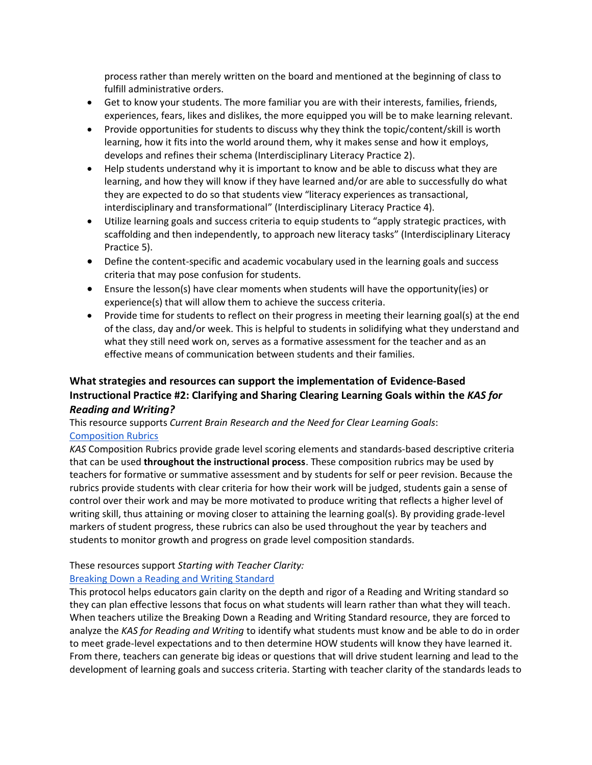process rather than merely written on the board and mentioned at the beginning of class to fulfill administrative orders.

- Get to know your students. The more familiar you are with their interests, families, friends, experiences, fears, likes and dislikes, the more equipped you will be to make learning relevant.
- Provide opportunities for students to discuss why they think the topic/content/skill is worth learning, how it fits into the world around them, why it makes sense and how it employs, develops and refines their schema (Interdisciplinary Literacy Practice 2).
- Help students understand why it is important to know and be able to discuss what they are learning, and how they will know if they have learned and/or are able to successfully do what they are expected to do so that students view "literacy experiences as transactional, interdisciplinary and transformational" (Interdisciplinary Literacy Practice 4).
- Utilize learning goals and success criteria to equip students to "apply strategic practices, with scaffolding and then independently, to approach new literacy tasks" (Interdisciplinary Literacy Practice 5).
- Define the content-specific and academic vocabulary used in the learning goals and success criteria that may pose confusion for students.
- Ensure the lesson(s) have clear moments when students will have the opportunity(ies) or experience(s) that will allow them to achieve the success criteria.
- Provide time for students to reflect on their progress in meeting their learning goal(s) at the end of the class, day and/or week. This is helpful to students in solidifying what they understand and what they still need work on, serves as a formative assessment for the teacher and as an effective means of communication between students and their families.

### What strategies and resources can support the implementation of Evidence-Based Instructional Practice #2: Clarifying and Sharing Clearing Learning Goals within the *KAS for Reading and Writing?*

This resource supports *Current Brain Research and the Need for Clear Learning Goals*:
Composition Rubrics

*KAS* Composition Rubrics provide grade level scoring elements and standards-based descriptive criteria that can be used **throughout the instructional process**. These composition rubrics may be used by teachers for formative or summative assessment and by students for self or peer revision. Because the rubrics provide students with clear criteria for how their work will be judged, students gain a sense of control over their work and may be more motivated to produce writing that reflects a higher level of writing skill, thus attaining or moving closer to attaining the learning goal(s). By providing grade-level markers of student progress, these rubrics can also be used throughout the year by teachers and students to monitor growth and progress on grade level composition standards.

These resources support *Starting with Teacher Clarity:*
Breaking Down a Reading and Writing Standard

This protocol helps educators gain clarity on the depth and rigor of a Reading and Writing standard so they can plan effective lessons that focus on what students will learn rather than what they will teach. When teachers utilize the Breaking Down a Reading and Writing Standard resource, they are forced to analyze the *KAS for Reading and Writing* to identify what students must know and be able to do in order to meet grade-level expectations and to then determine HOW students will know they have learned it. From there, teachers can generate big ideas or questions that will drive student learning and lead to the development of learning goals and success criteria. Starting with teacher clarity of the standards leads to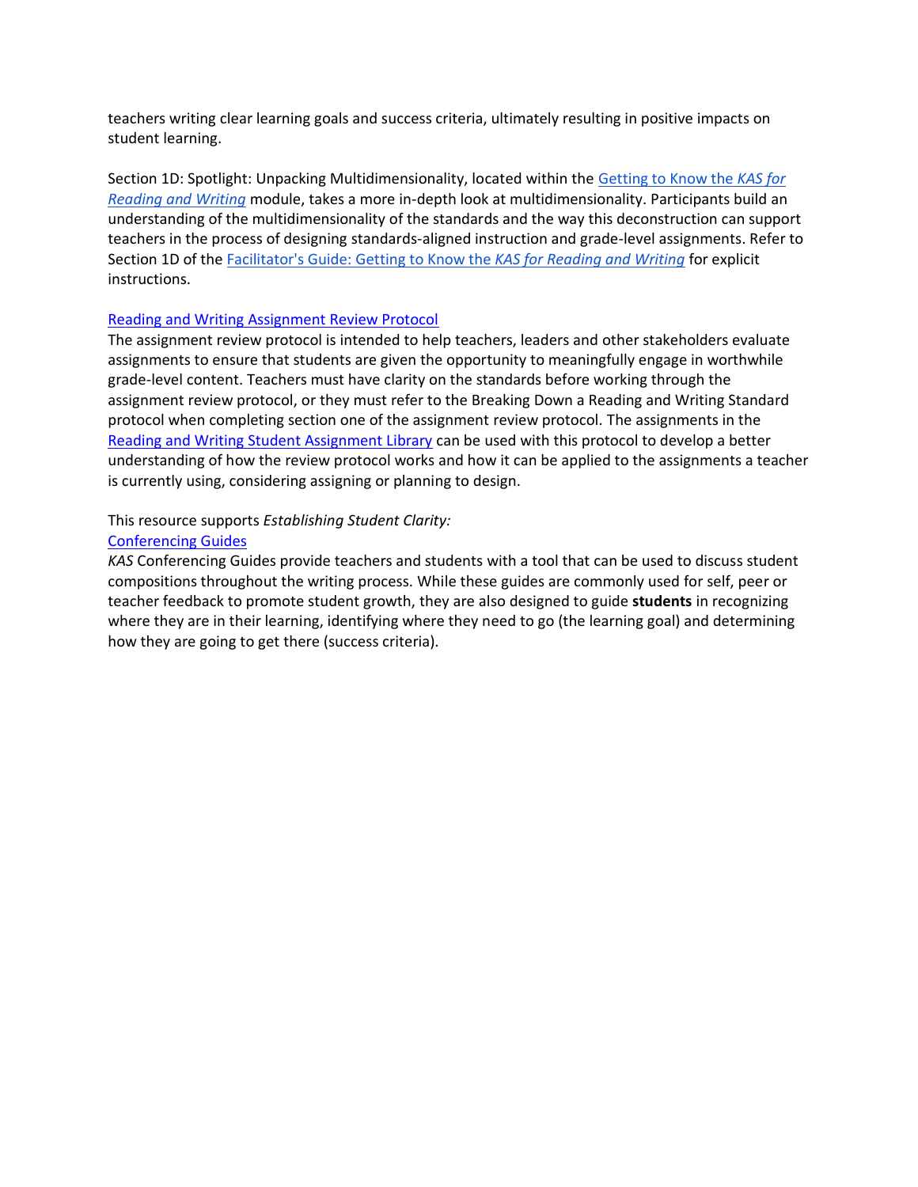teachers writing clear learning goals and success criteria, ultimately resulting in positive impacts on student learning.

Section 1D: Spotlight: Unpacking Multidimensionality, located within the Getting to Know the *KAS for Reading and Writing* module, takes a more in-depth look at multidimensionality. Participants build an understanding of the multidimensionality of the standards and the way this deconstruction can support teachers in the process of designing standards-aligned instruction and grade-level assignments. Refer to Section 1D of the Facilitator's Guide: Getting to Know the *KAS for Reading and Writing* for explicit instructions.

Reading and Writing Assignment Review Protocol

The assignment review protocol is intended to help teachers, leaders and other stakeholders evaluate assignments to ensure that students are given the opportunity to meaningfully engage in worthwhile grade-level content. Teachers must have clarity on the standards before working through the assignment review protocol, or they must refer to the Breaking Down a Reading and Writing Standard protocol when completing section one of the assignment review protocol. The assignments in the Reading and Writing Student Assignment Library can be used with this protocol to develop a better understanding of how the review protocol works and how it can be applied to the assignments a teacher is currently using, considering assigning or planning to design.

This resource supports *Establishing Student Clarity:*

Conferencing Guides

*KAS* Conferencing Guides provide teachers and students with a tool that can be used to discuss student compositions throughout the writing process. While these guides are commonly used for self, peer or teacher feedback to promote student growth, they are also designed to guide **students** in recognizing where they are in their learning, identifying where they need to go (the learning goal) and determining how they are going to get there (success criteria).